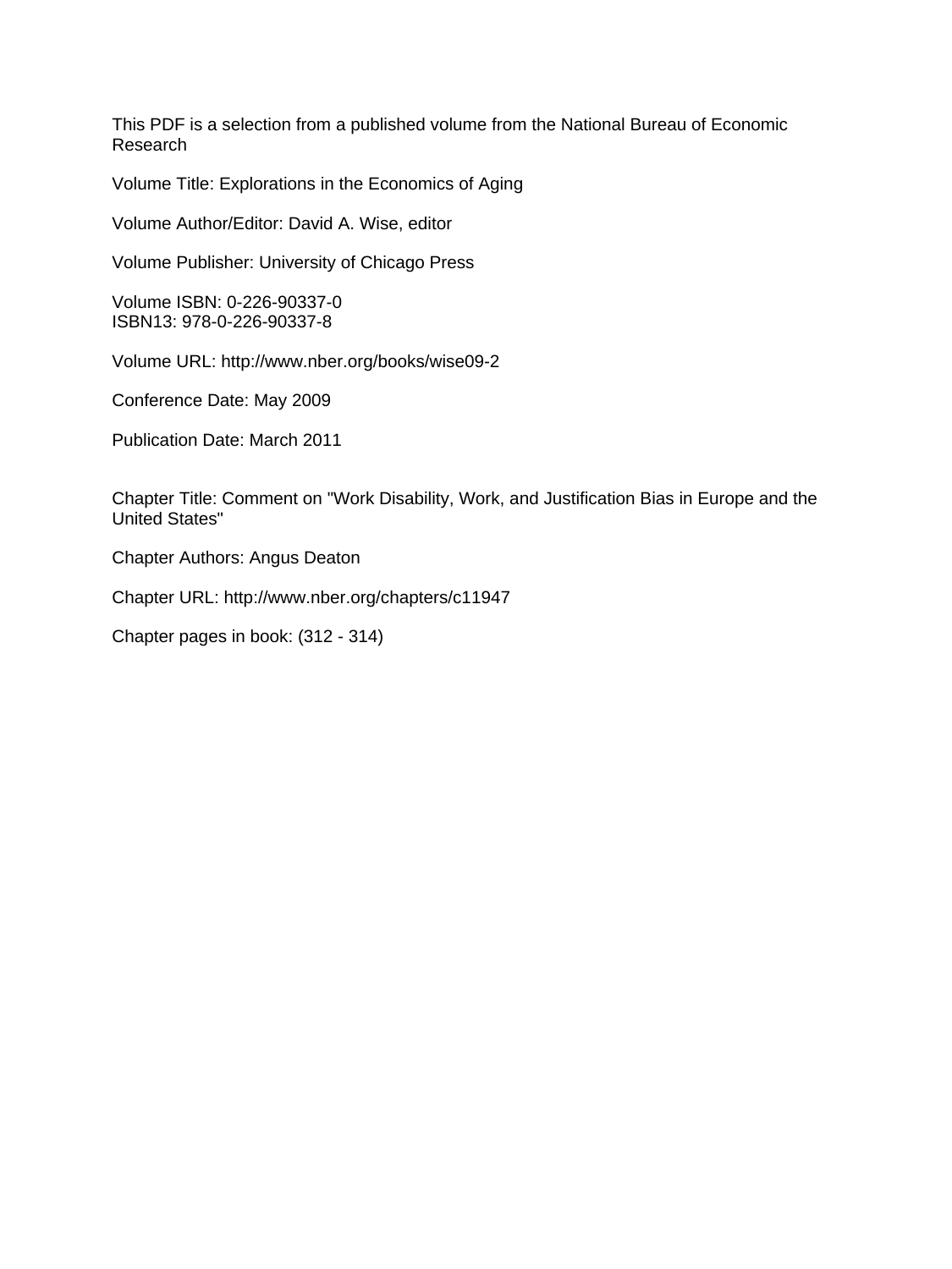This PDF is a selection from a published volume from the National Bureau of Economic Research

Volume Title: Explorations in the Economics of Aging

Volume Author/Editor: David A. Wise, editor

Volume Publisher: University of Chicago Press

Volume ISBN: 0-226-90337-0
ISBN13: 978-0-226-90337-8

Volume URL: http://www.nber.org/books/wise09-2

Conference Date: May 2009

Publication Date: March 2011

Chapter Title: Comment on "Work Disability, Work, and Justification Bias in Europe and the United States"

Chapter Authors: Angus Deaton

Chapter URL: http://www.nber.org/chapters/c11947

Chapter pages in book: (312 - 314)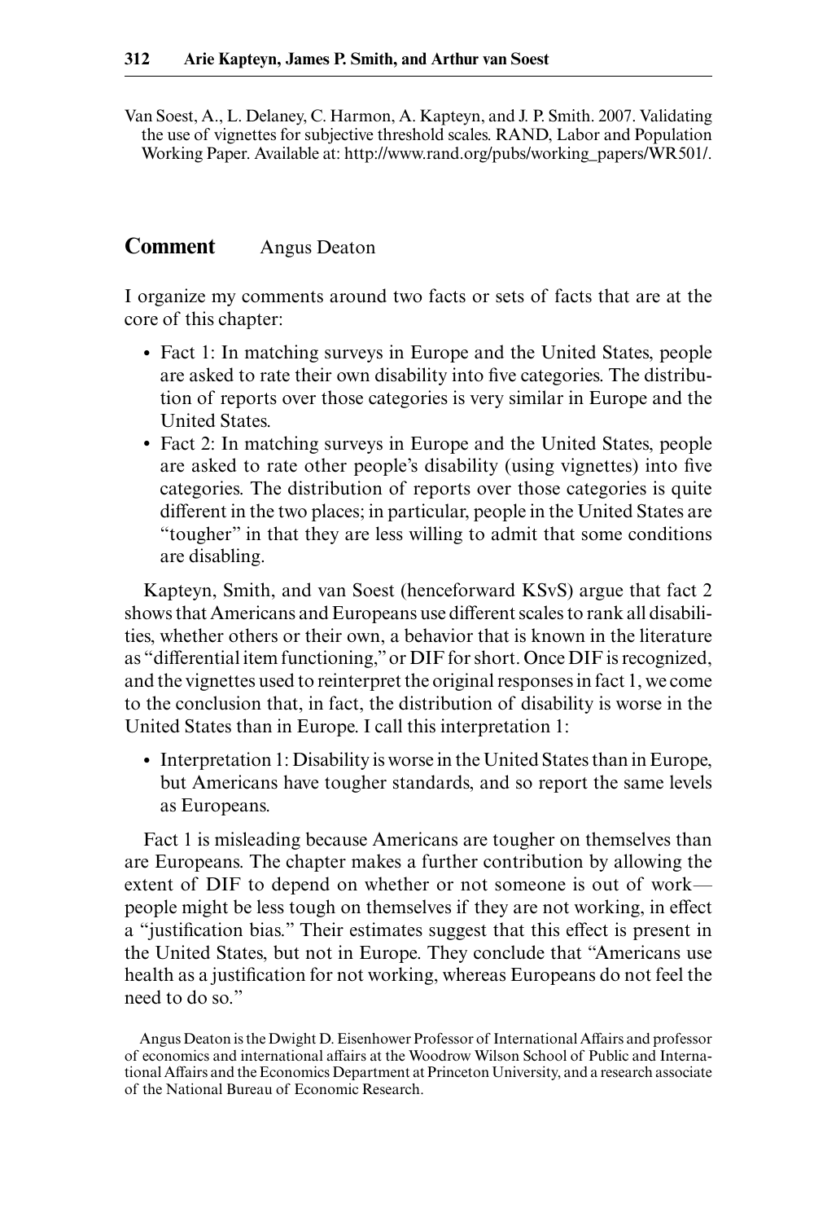Van Soest, A., L. Delaney, C. Harmon, A. Kapteyn, and J. P. Smith. 2007. Validating the use of vignettes for subjective threshold scales. RAND, Labor and Population Working Paper. Available at: http://www.rand.org/pubs/working_papers/WR501/.

## Comment Angus Deaton

I organize my comments around two facts or sets of facts that are at the core of this chapter:

- Fact 1: In matching surveys in Europe and the United States, people are asked to rate their own disability into five categories. The distribution of reports over those categories is very similar in Europe and the United States.
- Fact 2: In matching surveys in Europe and the United States, people are asked to rate other people's disability (using vignettes) into five categories. The distribution of reports over those categories is quite different in the two places; in particular, people in the United States are "tougher" in that they are less willing to admit that some conditions are disabling.

Kapteyn, Smith, and van Soest (henceforward KSvS) argue that fact 2 shows that Americans and Europeans use different scales to rank all disabilities, whether others or their own, a behavior that is known in the literature as "differential item functioning," or DIF for short. Once DIF is recognized, and the vignettes used to reinterpret the original responses in fact 1, we come to the conclusion that, in fact, the distribution of disability is worse in the United States than in Europe. I call this interpretation 1:

- Interpretation 1: Disability is worse in the United States than in Europe, but Americans have tougher standards, and so report the same levels as Europeans.

Fact 1 is misleading because Americans are tougher on themselves than are Europeans. The chapter makes a further contribution by allowing the extent of DIF to depend on whether or not someone is out of work—people might be less tough on themselves if they are not working, in effect a "justification bias." Their estimates suggest that this effect is present in the United States, but not in Europe. They conclude that "Americans use health as a justification for not working, whereas Europeans do not feel the need to do so."

Angus Deaton is the Dwight D. Eisenhower Professor of International Affairs and professor of economics and international affairs at the Woodrow Wilson School of Public and International Affairs and the Economics Department at Princeton University, and a research associate of the National Bureau of Economic Research.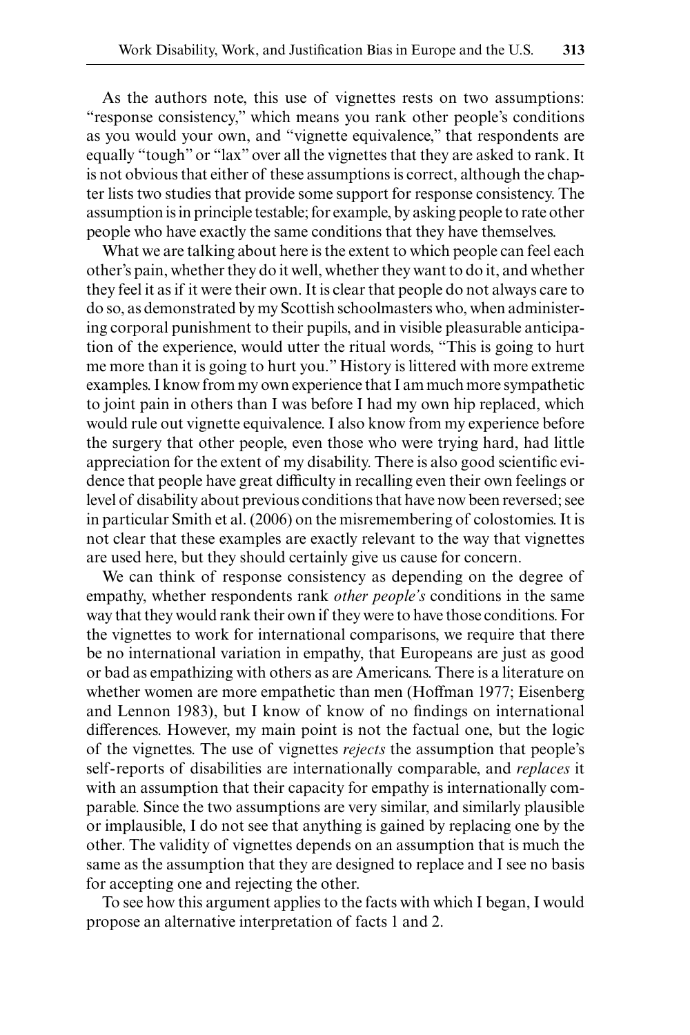As the authors note, this use of vignettes rests on two assumptions: "response consistency," which means you rank other people's conditions as you would your own, and "vignette equivalence," that respondents are equally "tough" or "lax" over all the vignettes that they are asked to rank. It is not obvious that either of these assumptions is correct, although the chapter lists two studies that provide some support for response consistency. The assumption is in principle testable; for example, by asking people to rate other people who have exactly the same conditions that they have themselves.

What we are talking about here is the extent to which people can feel each other's pain, whether they do it well, whether they want to do it, and whether they feel it as if it were their own. It is clear that people do not always care to do so, as demonstrated by my Scottish schoolmasters who, when administering corporal punishment to their pupils, and in visible pleasurable anticipation of the experience, would utter the ritual words, "This is going to hurt me more than it is going to hurt you." History is littered with more extreme examples. I know from my own experience that I am much more sympathetic to joint pain in others than I was before I had my own hip replaced, which would rule out vignette equivalence. I also know from my experience before the surgery that other people, even those who were trying hard, had little appreciation for the extent of my disability. There is also good scientific evidence that people have great difficulty in recalling even their own feelings or level of disability about previous conditions that have now been reversed; see in particular Smith et al. (2006) on the misremembering of colostomies. It is not clear that these examples are exactly relevant to the way that vignettes are used here, but they should certainly give us cause for concern.

We can think of response consistency as depending on the degree of empathy, whether respondents rank *other people's* conditions in the same way that they would rank their own if they were to have those conditions. For the vignettes to work for international comparisons, we require that there be no international variation in empathy, that Europeans are just as good or bad as empathizing with others as are Americans. There is a literature on whether women are more empathetic than men (Hoffman 1977; Eisenberg and Lennon 1983), but I know of know of no findings on international differences. However, my main point is not the factual one, but the logic of the vignettes. The use of vignettes *rejects* the assumption that people's self-reports of disabilities are internationally comparable, and *replaces* it with an assumption that their capacity for empathy is internationally comparable. Since the two assumptions are very similar, and similarly plausible or implausible, I do not see that anything is gained by replacing one by the other. The validity of vignettes depends on an assumption that is much the same as the assumption that they are designed to replace and I see no basis for accepting one and rejecting the other.

To see how this argument applies to the facts with which I began, I would propose an alternative interpretation of facts 1 and 2.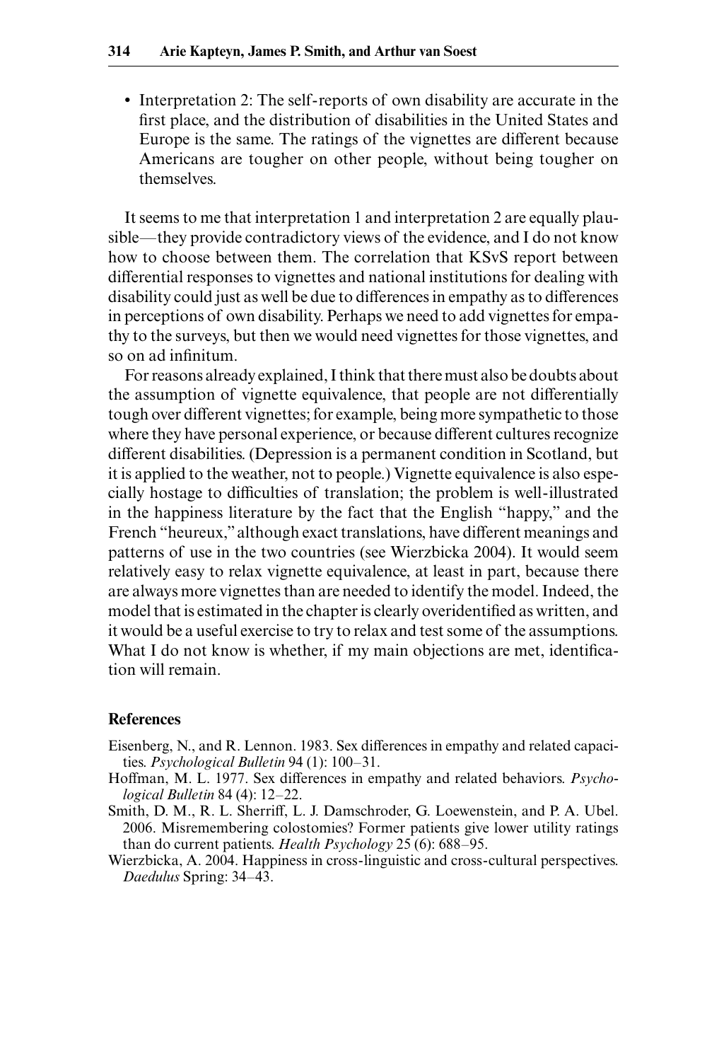- Interpretation 2: The self-reports of own disability are accurate in the first place, and the distribution of disabilities in the United States and Europe is the same. The ratings of the vignettes are different because Americans are tougher on other people, without being tougher on themselves.

It seems to me that interpretation 1 and interpretation 2 are equally plausible—they provide contradictory views of the evidence, and I do not know how to choose between them. The correlation that KSvS report between differential responses to vignettes and national institutions for dealing with disability could just as well be due to differences in empathy as to differences in perceptions of own disability. Perhaps we need to add vignettes for empathy to the surveys, but then we would need vignettes for those vignettes, and so on ad infinitum.

For reasons already explained, I think that there must also be doubts about the assumption of vignette equivalence, that people are not differentially tough over different vignettes; for example, being more sympathetic to those where they have personal experience, or because different cultures recognize different disabilities. (Depression is a permanent condition in Scotland, but it is applied to the weather, not to people.) Vignette equivalence is also especially hostage to difficulties of translation; the problem is well-illustrated in the happiness literature by the fact that the English "happy," and the French "heureux," although exact translations, have different meanings and patterns of use in the two countries (see Wierzbicka 2004). It would seem relatively easy to relax vignette equivalence, at least in part, because there are always more vignettes than are needed to identify the model. Indeed, the model that is estimated in the chapter is clearly overidentified as written, and it would be a useful exercise to try to relax and test some of the assumptions. What I do not know is whether, if my main objections are met, identification will remain.

## References

Eisenberg, N., and R. Lennon. 1983. Sex differences in empathy and related capacities. *Psychological Bulletin* 94 (1): 100–31.

Hoffman, M. L. 1977. Sex differences in empathy and related behaviors. *Psychological Bulletin* 84 (4): 12–22.

Smith, D. M., R. L. Sherriff, L. J. Damschroder, G. Loewenstein, and P. A. Ubel. 2006. Misremembering colostomies? Former patients give lower utility ratings than do current patients. *Health Psychology* 25 (6): 688–95.

Wierzbicka, A. 2004. Happiness in cross-linguistic and cross-cultural perspectives. *Daedulus* Spring: 34–43.